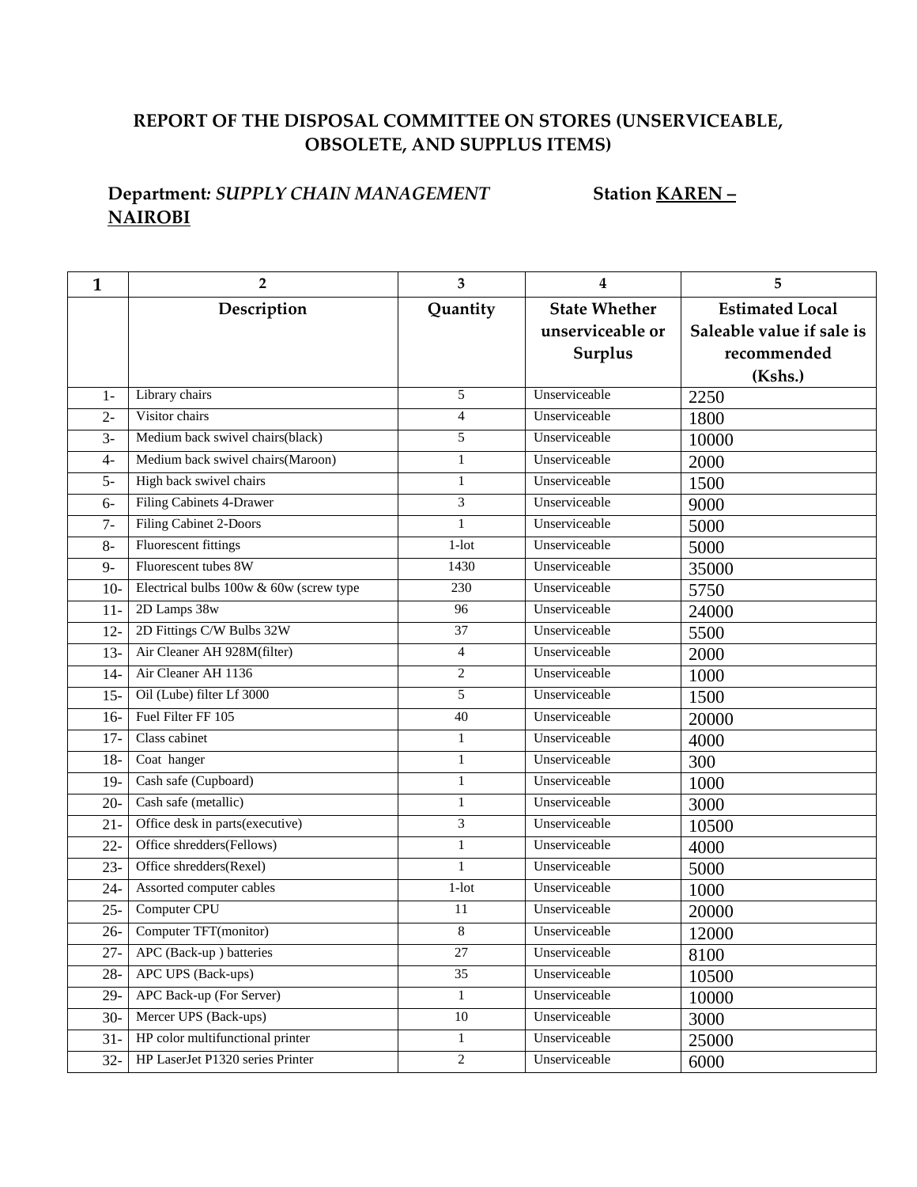## REPORT OF THE DISPOSAL COMMITTEE ON STORES (UNSERVICEABLE, OBSOLETE, AND SUPPLUS ITEMS)

**Department*: SUPPLY CHAIN MANAGEMENT*** **Station** **<u>KAREN – NAIROBI</u>**

| 1 | 2 | 3 | 4 | 5 |
|---|---|---|---|---|
| | **Description** | **Quantity** | **State Whether unserviceable or Surplus** | **Estimated Local Saleable value if sale is recommended (Kshs.)** |
| 1- | Library chairs | 5 | Unserviceable | 2250 |
| 2- | Visitor chairs | 4 | Unserviceable | 1800 |
| 3- | Medium back swivel chairs(black) | 5 | Unserviceable | 10000 |
| 4- | Medium back swivel chairs(Maroon) | 1 | Unserviceable | 2000 |
| 5- | High back swivel chairs | 1 | Unserviceable | 1500 |
| 6- | Filing Cabinets 4-Drawer | 3 | Unserviceable | 9000 |
| 7- | Filing Cabinet 2-Doors | 1 | Unserviceable | 5000 |
| 8- | Fluorescent fittings | 1-lot | Unserviceable | 5000 |
| 9- | Fluorescent tubes 8W | 1430 | Unserviceable | 35000 |
| 10- | Electrical bulbs 100w & 60w (screw type | 230 | Unserviceable | 5750 |
| 11- | 2D Lamps 38w | 96 | Unserviceable | 24000 |
| 12- | 2D Fittings C/W Bulbs 32W | 37 | Unserviceable | 5500 |
| 13- | Air Cleaner AH 928M(filter) | 4 | Unserviceable | 2000 |
| 14- | Air Cleaner AH 1136 | 2 | Unserviceable | 1000 |
| 15- | Oil (Lube) filter Lf 3000 | 5 | Unserviceable | 1500 |
| 16- | Fuel Filter FF 105 | 40 | Unserviceable | 20000 |
| 17- | Class cabinet | 1 | Unserviceable | 4000 |
| 18- | Coat hanger | 1 | Unserviceable | 300 |
| 19- | Cash safe (Cupboard) | 1 | Unserviceable | 1000 |
| 20- | Cash safe (metallic) | 1 | Unserviceable | 3000 |
| 21- | Office desk in parts(executive) | 3 | Unserviceable | 10500 |
| 22- | Office shredders(Fellows) | 1 | Unserviceable | 4000 |
| 23- | Office shredders(Rexel) | 1 | Unserviceable | 5000 |
| 24- | Assorted computer cables | 1-lot | Unserviceable | 1000 |
| 25- | Computer CPU | 11 | Unserviceable | 20000 |
| 26- | Computer TFT(monitor) | 8 | Unserviceable | 12000 |
| 27- | APC (Back-up ) batteries | 27 | Unserviceable | 8100 |
| 28- | APC UPS (Back-ups) | 35 | Unserviceable | 10500 |
| 29- | APC Back-up (For Server) | 1 | Unserviceable | 10000 |
| 30- | Mercer UPS (Back-ups) | 10 | Unserviceable | 3000 |
| 31- | HP color multifunctional printer | 1 | Unserviceable | 25000 |
| 32- | HP LaserJet P1320 series Printer | 2 | Unserviceable | 6000 |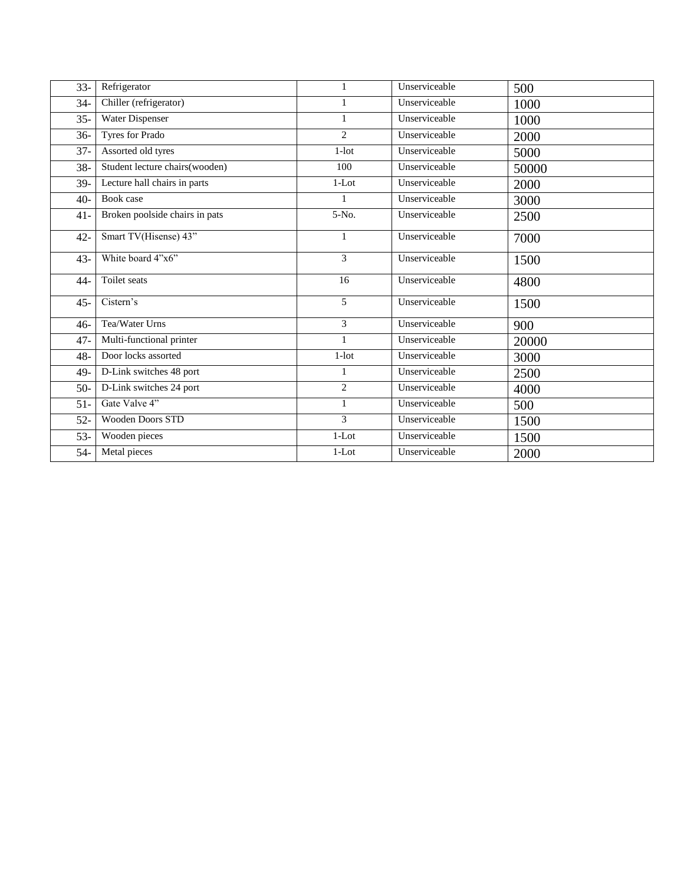| | | | | |
|---|---|---|---|---|
| 33- | Refrigerator | 1 | Unserviceable | 500 |
| 34- | Chiller (refrigerator) | 1 | Unserviceable | 1000 |
| 35- | Water Dispenser | 1 | Unserviceable | 1000 |
| 36- | Tyres for Prado | 2 | Unserviceable | 2000 |
| 37- | Assorted old tyres | 1-lot | Unserviceable | 5000 |
| 38- | Student lecture chairs(wooden) | 100 | Unserviceable | 50000 |
| 39- | Lecture hall chairs in parts | 1-Lot | Unserviceable | 2000 |
| 40- | Book case | 1 | Unserviceable | 3000 |
| 41- | Broken poolside chairs in pats | 5-No. | Unserviceable | 2500 |
| 42- | Smart TV(Hisense) 43" | 1 | Unserviceable | 7000 |
| 43- | White board 4"x6" | 3 | Unserviceable | 1500 |
| 44- | Toilet seats | 16 | Unserviceable | 4800 |
| 45- | Cistern's | 5 | Unserviceable | 1500 |
| 46- | Tea/Water Urns | 3 | Unserviceable | 900 |
| 47- | Multi-functional printer | 1 | Unserviceable | 20000 |
| 48- | Door locks assorted | 1-lot | Unserviceable | 3000 |
| 49- | D-Link switches 48 port | 1 | Unserviceable | 2500 |
| 50- | D-Link switches 24 port | 2 | Unserviceable | 4000 |
| 51- | Gate Valve 4" | 1 | Unserviceable | 500 |
| 52- | Wooden Doors STD | 3 | Unserviceable | 1500 |
| 53- | Wooden pieces | 1-Lot | Unserviceable | 1500 |
| 54- | Metal pieces | 1-Lot | Unserviceable | 2000 |